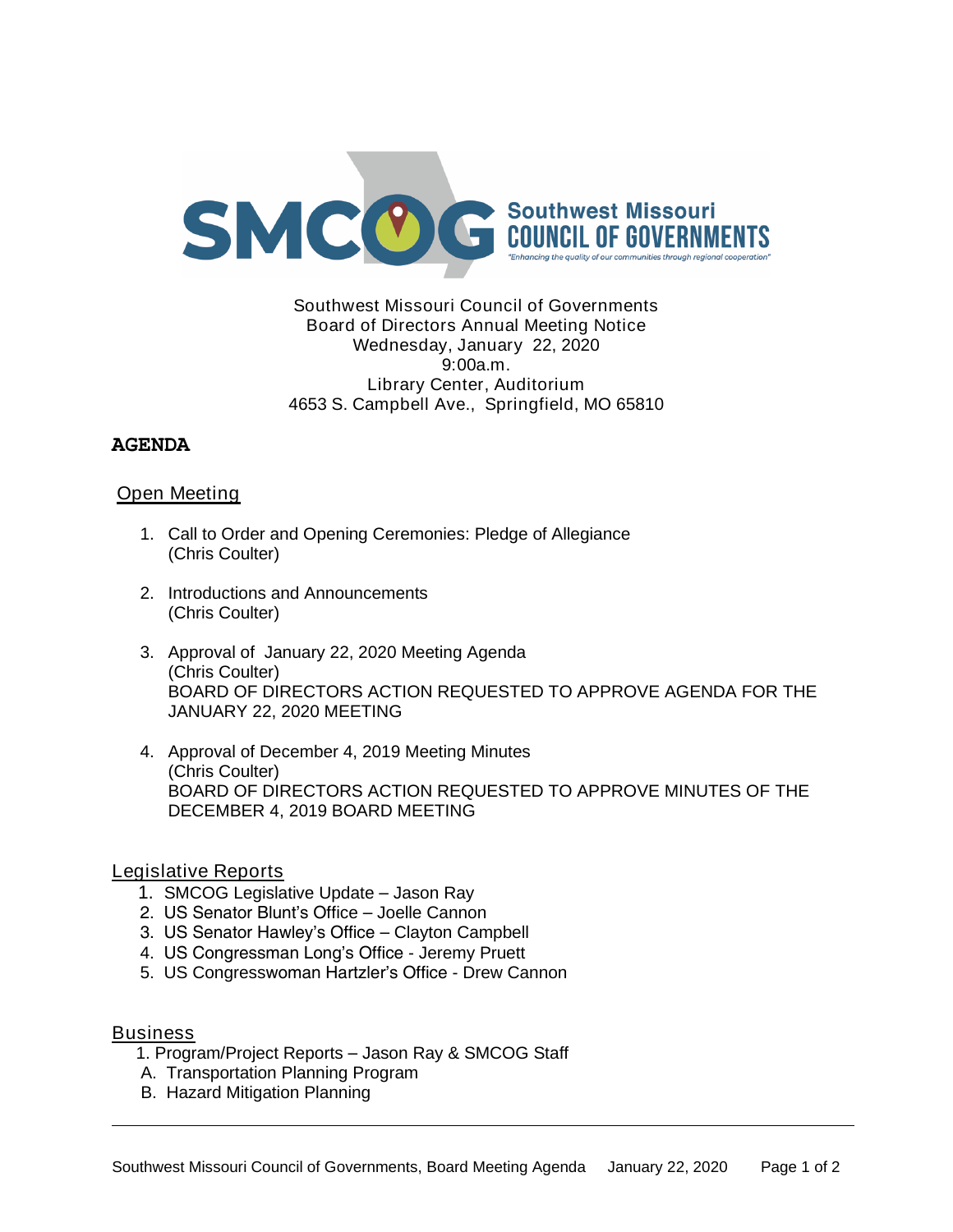SMCOG Southwest Missouri COUNCIL OF GOVERNMENTS

*"Enhancing the quality of our communities through regional cooperation"*

Southwest Missouri Council of Governments
Board of Directors Annual Meeting Notice
Wednesday, January 22, 2020
9:00a.m.
Library Center, Auditorium
4653 S. Campbell Ave., Springfield, MO 65810

**AGENDA**

## Open Meeting

1. Call to Order and Opening Ceremonies: Pledge of Allegiance
   (Chris Coulter)

2. Introductions and Announcements
   (Chris Coulter)

3. Approval of January 22, 2020 Meeting Agenda
   (Chris Coulter)
   BOARD OF DIRECTORS ACTION REQUESTED TO APPROVE AGENDA FOR THE JANUARY 22, 2020 MEETING

4. Approval of December 4, 2019 Meeting Minutes
   (Chris Coulter)
   BOARD OF DIRECTORS ACTION REQUESTED TO APPROVE MINUTES OF THE DECEMBER 4, 2019 BOARD MEETING

## Legislative Reports

1. SMCOG Legislative Update – Jason Ray
2. US Senator Blunt's Office – Joelle Cannon
3. US Senator Hawley's Office – Clayton Campbell
4. US Congressman Long's Office - Jeremy Pruett
5. US Congresswoman Hartzler's Office - Drew Cannon

## Business

1. Program/Project Reports – Jason Ray & SMCOG Staff
   A. Transportation Planning Program
   B. Hazard Mitigation Planning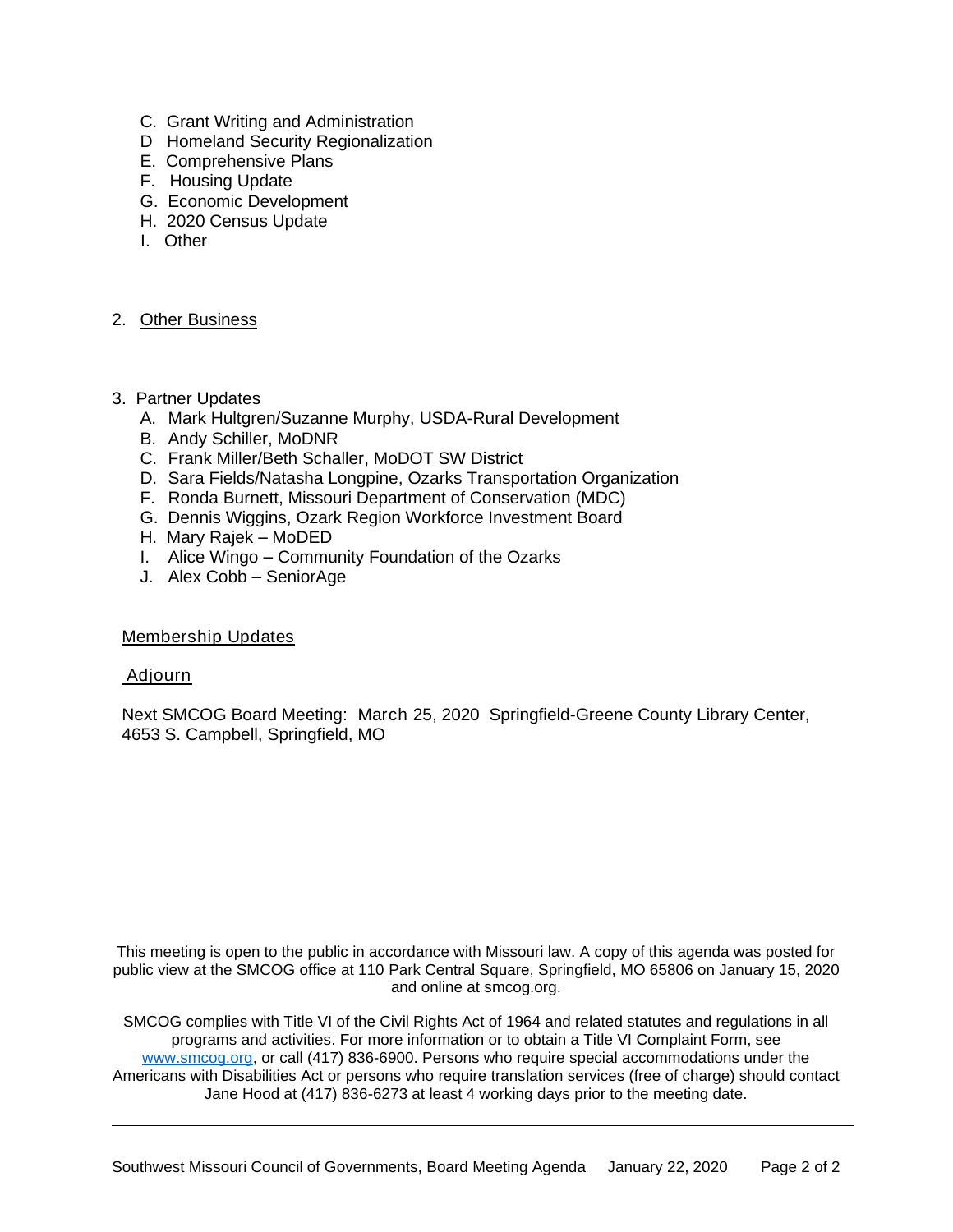C. Grant Writing and Administration
D Homeland Security Regionalization
E. Comprehensive Plans
F. Housing Update
G. Economic Development
H. 2020 Census Update
I. Other

2. Other Business

3. Partner Updates
   A. Mark Hultgren/Suzanne Murphy, USDA-Rural Development
   B. Andy Schiller, MoDNR
   C. Frank Miller/Beth Schaller, MoDOT SW District
   D. Sara Fields/Natasha Longpine, Ozarks Transportation Organization
   F. Ronda Burnett, Missouri Department of Conservation (MDC)
   G. Dennis Wiggins, Ozark Region Workforce Investment Board
   H. Mary Rajek – MoDED
   I. Alice Wingo – Community Foundation of the Ozarks
   J. Alex Cobb – SeniorAge

Membership Updates

Adjourn

Next SMCOG Board Meeting: March 25, 2020 Springfield-Greene County Library Center, 4653 S. Campbell, Springfield, MO

This meeting is open to the public in accordance with Missouri law. A copy of this agenda was posted for public view at the SMCOG office at 110 Park Central Square, Springfield, MO 65806 on January 15, 2020 and online at smcog.org.

SMCOG complies with Title VI of the Civil Rights Act of 1964 and related statutes and regulations in all programs and activities. For more information or to obtain a Title VI Complaint Form, see www.smcog.org, or call (417) 836-6900. Persons who require special accommodations under the Americans with Disabilities Act or persons who require translation services (free of charge) should contact Jane Hood at (417) 836-6273 at least 4 working days prior to the meeting date.